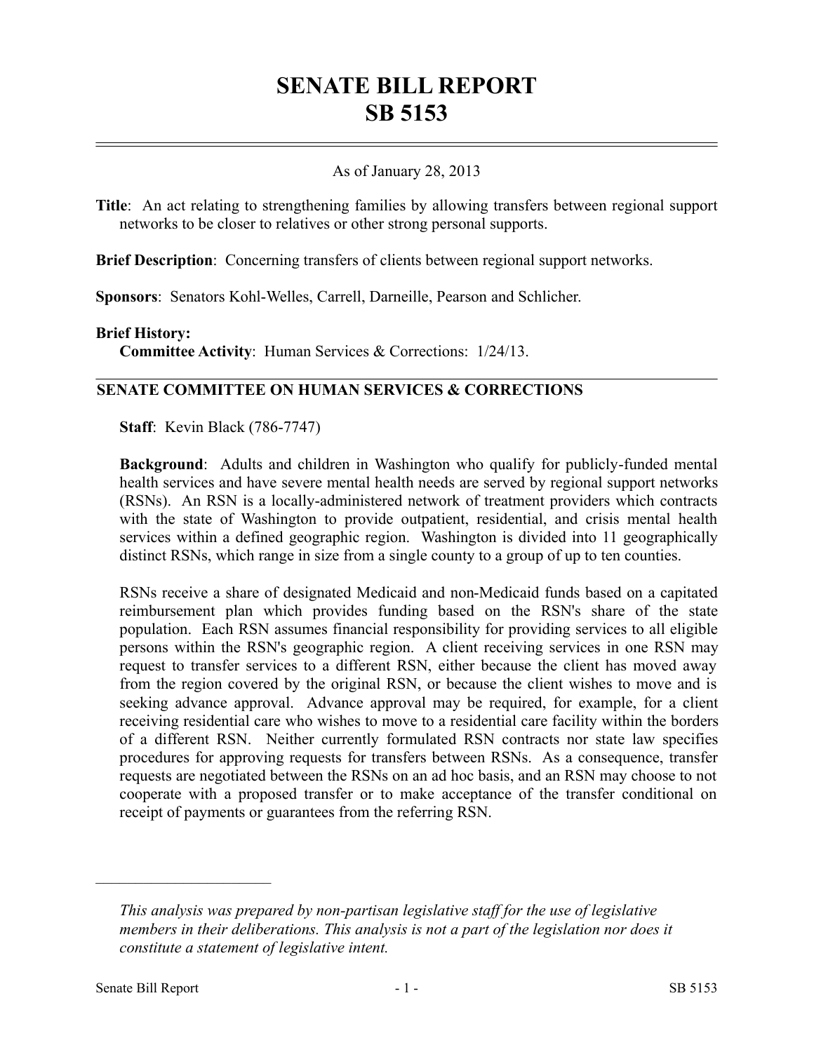# SENATE BILL REPORT
# SB 5153

As of January 28, 2013

**Title**: An act relating to strengthening families by allowing transfers between regional support networks to be closer to relatives or other strong personal supports.

**Brief Description**: Concerning transfers of clients between regional support networks.

**Sponsors**: Senators Kohl-Welles, Carrell, Darneille, Pearson and Schlicher.

**Brief History:**
**Committee Activity**: Human Services & Corrections: 1/24/13.

## SENATE COMMITTEE ON HUMAN SERVICES & CORRECTIONS

**Staff**: Kevin Black (786-7747)

**Background**: Adults and children in Washington who qualify for publicly-funded mental health services and have severe mental health needs are served by regional support networks (RSNs). An RSN is a locally-administered network of treatment providers which contracts with the state of Washington to provide outpatient, residential, and crisis mental health services within a defined geographic region. Washington is divided into 11 geographically distinct RSNs, which range in size from a single county to a group of up to ten counties.

RSNs receive a share of designated Medicaid and non-Medicaid funds based on a capitated reimbursement plan which provides funding based on the RSN's share of the state population. Each RSN assumes financial responsibility for providing services to all eligible persons within the RSN's geographic region. A client receiving services in one RSN may request to transfer services to a different RSN, either because the client has moved away from the region covered by the original RSN, or because the client wishes to move and is seeking advance approval. Advance approval may be required, for example, for a client receiving residential care who wishes to move to a residential care facility within the borders of a different RSN. Neither currently formulated RSN contracts nor state law specifies procedures for approving requests for transfers between RSNs. As a consequence, transfer requests are negotiated between the RSNs on an ad hoc basis, and an RSN may choose to not cooperate with a proposed transfer or to make acceptance of the transfer conditional on receipt of payments or guarantees from the referring RSN.

---

*This analysis was prepared by non-partisan legislative staff for the use of legislative members in their deliberations. This analysis is not a part of the legislation nor does it constitute a statement of legislative intent.*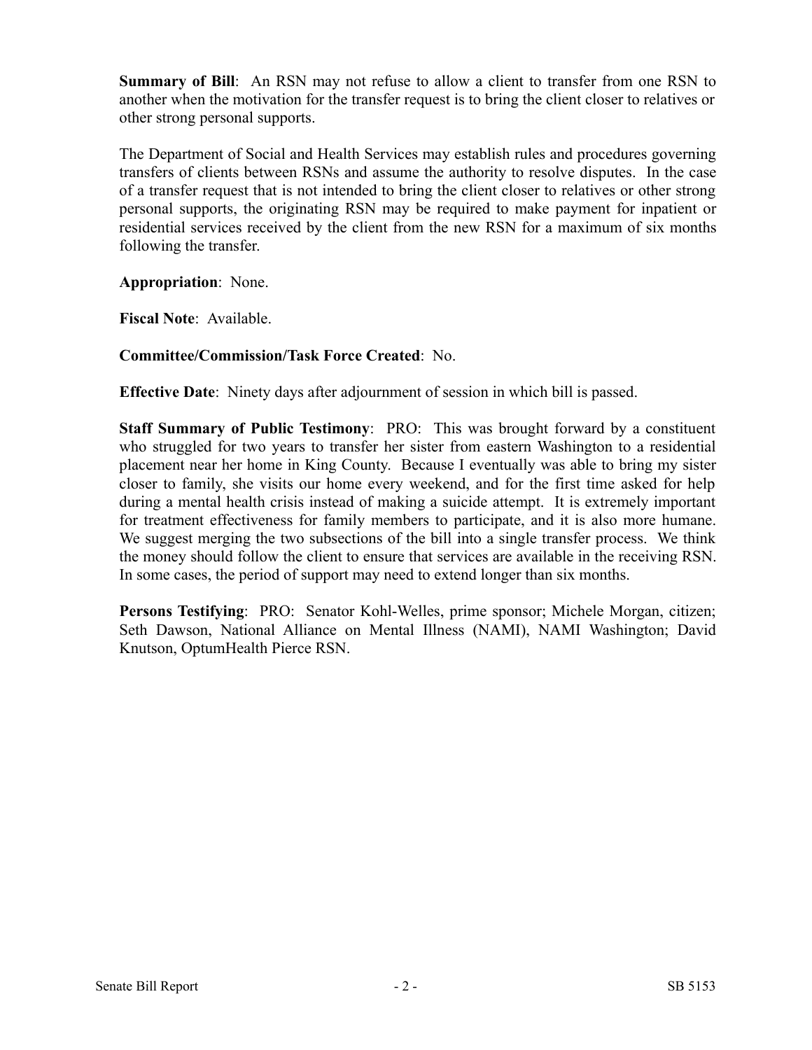**Summary of Bill**: An RSN may not refuse to allow a client to transfer from one RSN to another when the motivation for the transfer request is to bring the client closer to relatives or other strong personal supports.

The Department of Social and Health Services may establish rules and procedures governing transfers of clients between RSNs and assume the authority to resolve disputes. In the case of a transfer request that is not intended to bring the client closer to relatives or other strong personal supports, the originating RSN may be required to make payment for inpatient or residential services received by the client from the new RSN for a maximum of six months following the transfer.

**Appropriation**: None.

**Fiscal Note**: Available.

**Committee/Commission/Task Force Created**: No.

**Effective Date**: Ninety days after adjournment of session in which bill is passed.

**Staff Summary of Public Testimony**: PRO: This was brought forward by a constituent who struggled for two years to transfer her sister from eastern Washington to a residential placement near her home in King County. Because I eventually was able to bring my sister closer to family, she visits our home every weekend, and for the first time asked for help during a mental health crisis instead of making a suicide attempt. It is extremely important for treatment effectiveness for family members to participate, and it is also more humane. We suggest merging the two subsections of the bill into a single transfer process. We think the money should follow the client to ensure that services are available in the receiving RSN. In some cases, the period of support may need to extend longer than six months.

**Persons Testifying**: PRO: Senator Kohl-Welles, prime sponsor; Michele Morgan, citizen; Seth Dawson, National Alliance on Mental Illness (NAMI), NAMI Washington; David Knutson, OptumHealth Pierce RSN.